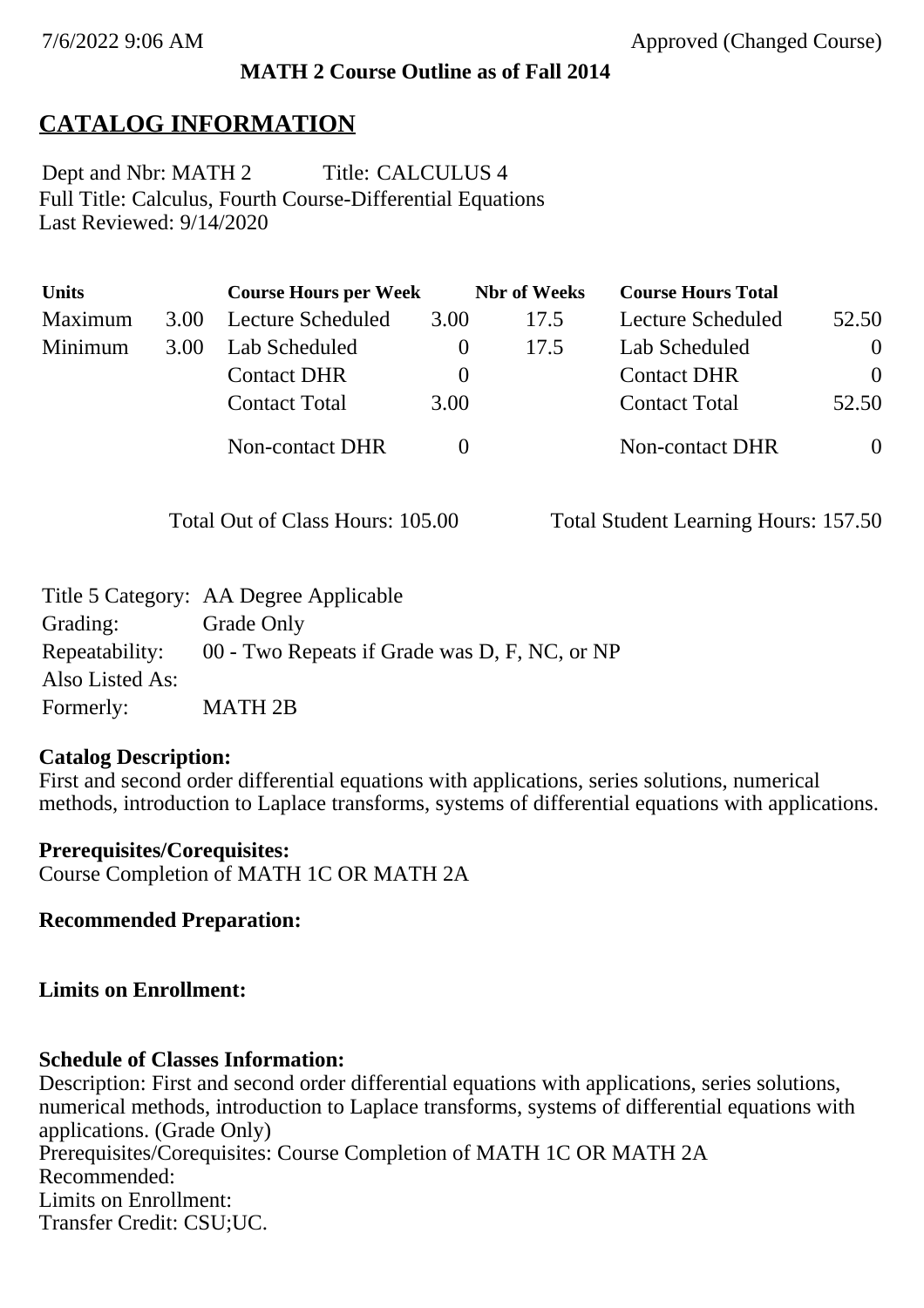**MATH 2 Course Outline as of Fall 2014**

## CATALOG INFORMATION

Dept and Nbr: MATH 2 Title: CALCULUS 4
Full Title: Calculus, Fourth Course-Differential Equations
Last Reviewed: 9/14/2020

| Units | | Course Hours per Week | | Nbr of Weeks | Course Hours Total | |
|---|---|---|---|---|---|---|
| Maximum | 3.00 | Lecture Scheduled | 3.00 | 17.5 | Lecture Scheduled | 52.50 |
| Minimum | 3.00 | Lab Scheduled | 0 | 17.5 | Lab Scheduled | 0 |
| | | Contact DHR | 0 | | Contact DHR | 0 |
| | | Contact Total | 3.00 | | Contact Total | 52.50 |
| | | Non-contact DHR | 0 | | Non-contact DHR | 0 |

Total Out of Class Hours: 105.00 Total Student Learning Hours: 157.50

| | |
|---|---|
| Title 5 Category: | AA Degree Applicable |
| Grading: | Grade Only |
| Repeatability: | 00 - Two Repeats if Grade was D, F, NC, or NP |
| Also Listed As: | |
| Formerly: | MATH 2B |

**Catalog Description:**
First and second order differential equations with applications, series solutions, numerical methods, introduction to Laplace transforms, systems of differential equations with applications.

**Prerequisites/Corequisites:**
Course Completion of MATH 1C OR MATH 2A

**Recommended Preparation:**

**Limits on Enrollment:**

**Schedule of Classes Information:**
Description: First and second order differential equations with applications, series solutions, numerical methods, introduction to Laplace transforms, systems of differential equations with applications. (Grade Only)
Prerequisites/Corequisites: Course Completion of MATH 1C OR MATH 2A
Recommended:
Limits on Enrollment:
Transfer Credit: CSU;UC.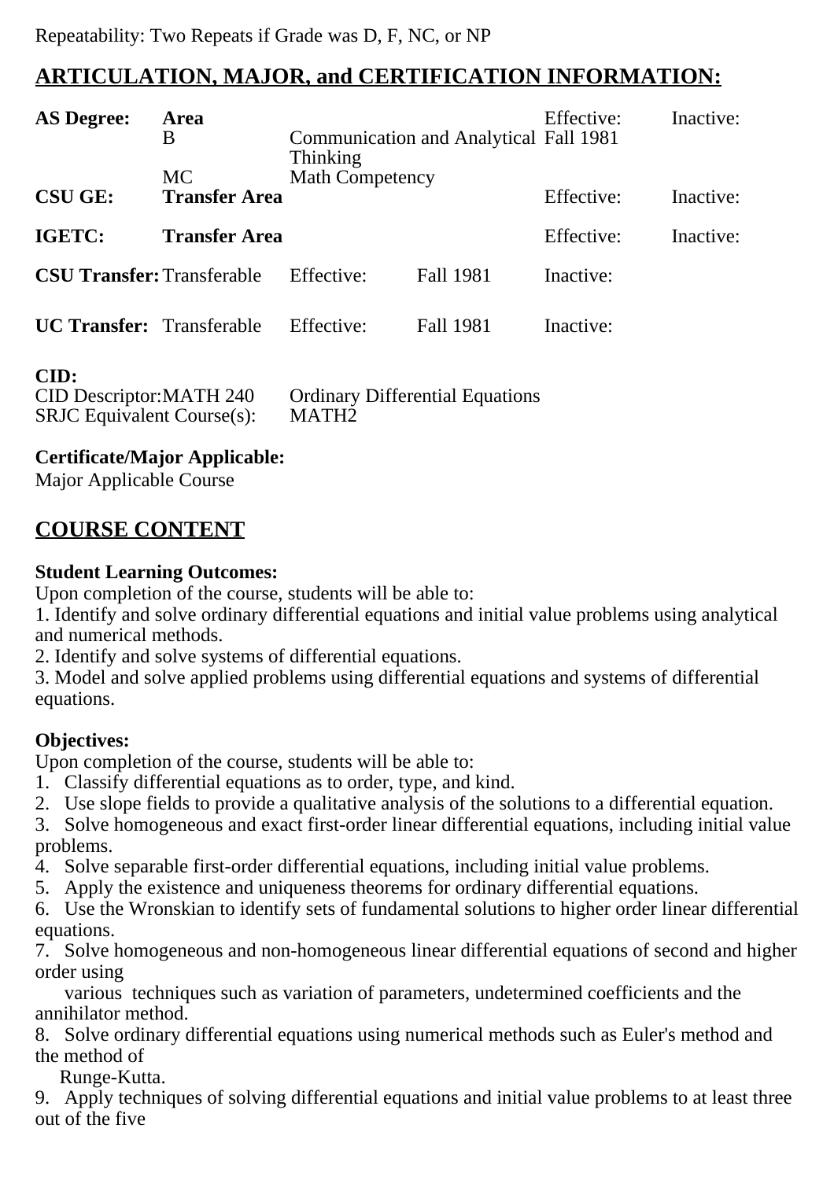Repeatability: Two Repeats if Grade was D, F, NC, or NP

## ARTICULATION, MAJOR, and CERTIFICATION INFORMATION:

| **AS Degree:** | **Area** | | | Effective: | Inactive: |
|---|---|---|---|---|---|
| | B | Communication and Analytical Thinking | | Fall 1981 | |
| | MC | Math Competency | | | |
| **CSU GE:** | **Transfer Area** | | | Effective: | Inactive: |
| **IGETC:** | **Transfer Area** | | | Effective: | Inactive: |
| **CSU Transfer:** | Transferable | Effective: | Fall 1981 | Inactive: | |
| **UC Transfer:** | Transferable | Effective: | Fall 1981 | Inactive: | |

**CID:**
CID Descriptor: MATH 240 Ordinary Differential Equations
SRJC Equivalent Course(s): MATH2

**Certificate/Major Applicable:**
Major Applicable Course

## COURSE CONTENT

**Student Learning Outcomes:**
Upon completion of the course, students will be able to:
1. Identify and solve ordinary differential equations and initial value problems using analytical and numerical methods.
2. Identify and solve systems of differential equations.
3. Model and solve applied problems using differential equations and systems of differential equations.

**Objectives:**
Upon completion of the course, students will be able to:
1. Classify differential equations as to order, type, and kind.
2. Use slope fields to provide a qualitative analysis of the solutions to a differential equation.
3. Solve homogeneous and exact first-order linear differential equations, including initial value problems.
4. Solve separable first-order differential equations, including initial value problems.
5. Apply the existence and uniqueness theorems for ordinary differential equations.
6. Use the Wronskian to identify sets of fundamental solutions to higher order linear differential equations.
7. Solve homogeneous and non-homogeneous linear differential equations of second and higher order using various techniques such as variation of parameters, undetermined coefficients and the annihilator method.
8. Solve ordinary differential equations using numerical methods such as Euler's method and the method of Runge-Kutta.
9. Apply techniques of solving differential equations and initial value problems to at least three out of the five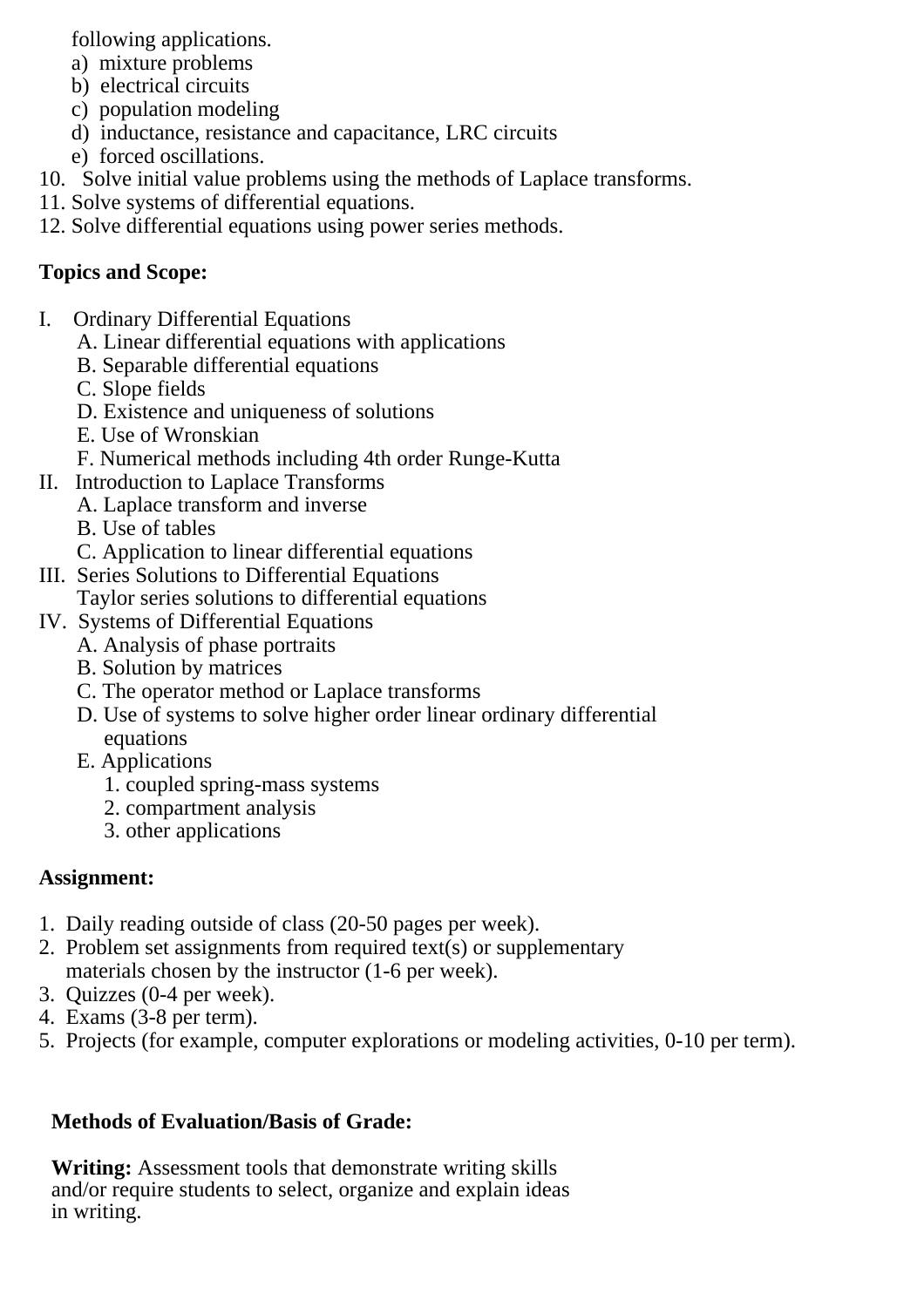following applications.

a) mixture problems
b) electrical circuits
c) population modeling
d) inductance, resistance and capacitance, LRC circuits
e) forced oscillations.

10. Solve initial value problems using the methods of Laplace transforms.
11. Solve systems of differential equations.
12. Solve differential equations using power series methods.

**Topics and Scope:**

I. Ordinary Differential Equations
   A. Linear differential equations with applications
   B. Separable differential equations
   C. Slope fields
   D. Existence and uniqueness of solutions
   E. Use of Wronskian
   F. Numerical methods including 4th order Runge-Kutta

II. Introduction to Laplace Transforms
   A. Laplace transform and inverse
   B. Use of tables
   C. Application to linear differential equations

III. Series Solutions to Differential Equations
   Taylor series solutions to differential equations

IV. Systems of Differential Equations
   A. Analysis of phase portraits
   B. Solution by matrices
   C. The operator method or Laplace transforms
   D. Use of systems to solve higher order linear ordinary differential equations
   E. Applications
      1. coupled spring-mass systems
      2. compartment analysis
      3. other applications

**Assignment:**

1. Daily reading outside of class (20-50 pages per week).
2. Problem set assignments from required text(s) or supplementary materials chosen by the instructor (1-6 per week).
3. Quizzes (0-4 per week).
4. Exams (3-8 per term).
5. Projects (for example, computer explorations or modeling activities, 0-10 per term).

**Methods of Evaluation/Basis of Grade:**

**Writing:** Assessment tools that demonstrate writing skills and/or require students to select, organize and explain ideas in writing.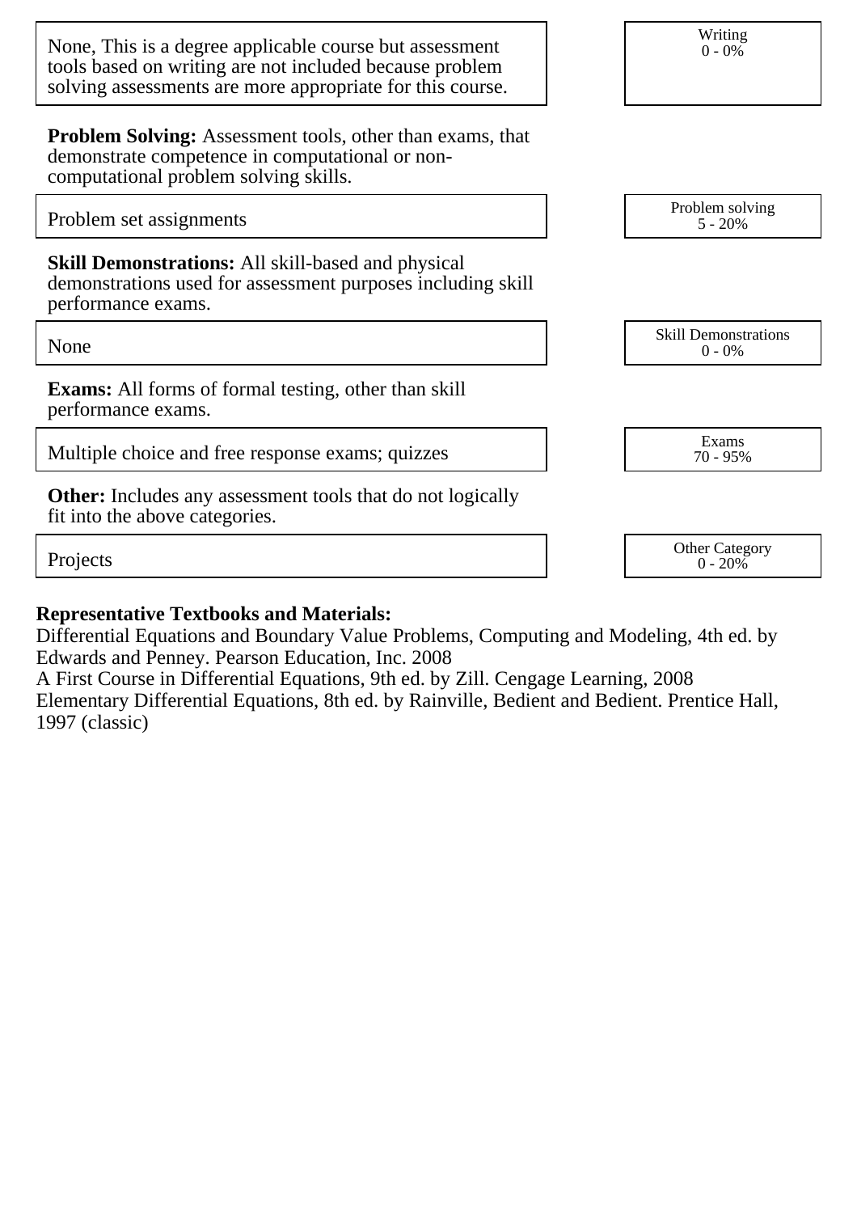| | |
|---|---|
| None, This is a degree applicable course but assessment tools based on writing are not included because problem solving assessments are more appropriate for this course. | Writing<br>0 - 0% |

**Problem Solving:** Assessment tools, other than exams, that demonstrate competence in computational or non-computational problem solving skills.

| | |
|---|---|
| Problem set assignments | Problem solving<br>5 - 20% |

**Skill Demonstrations:** All skill-based and physical demonstrations used for assessment purposes including skill performance exams.

| | |
|---|---|
| None | Skill Demonstrations<br>0 - 0% |

**Exams:** All forms of formal testing, other than skill performance exams.

| | |
|---|---|
| Multiple choice and free response exams; quizzes | Exams<br>70 - 95% |

**Other:** Includes any assessment tools that do not logically fit into the above categories.

| | |
|---|---|
| Projects | Other Category<br>0 - 20% |

**Representative Textbooks and Materials:**
Differential Equations and Boundary Value Problems, Computing and Modeling, 4th ed. by Edwards and Penney. Pearson Education, Inc. 2008
A First Course in Differential Equations, 9th ed. by Zill. Cengage Learning, 2008
Elementary Differential Equations, 8th ed. by Rainville, Bedient and Bedient. Prentice Hall, 1997 (classic)